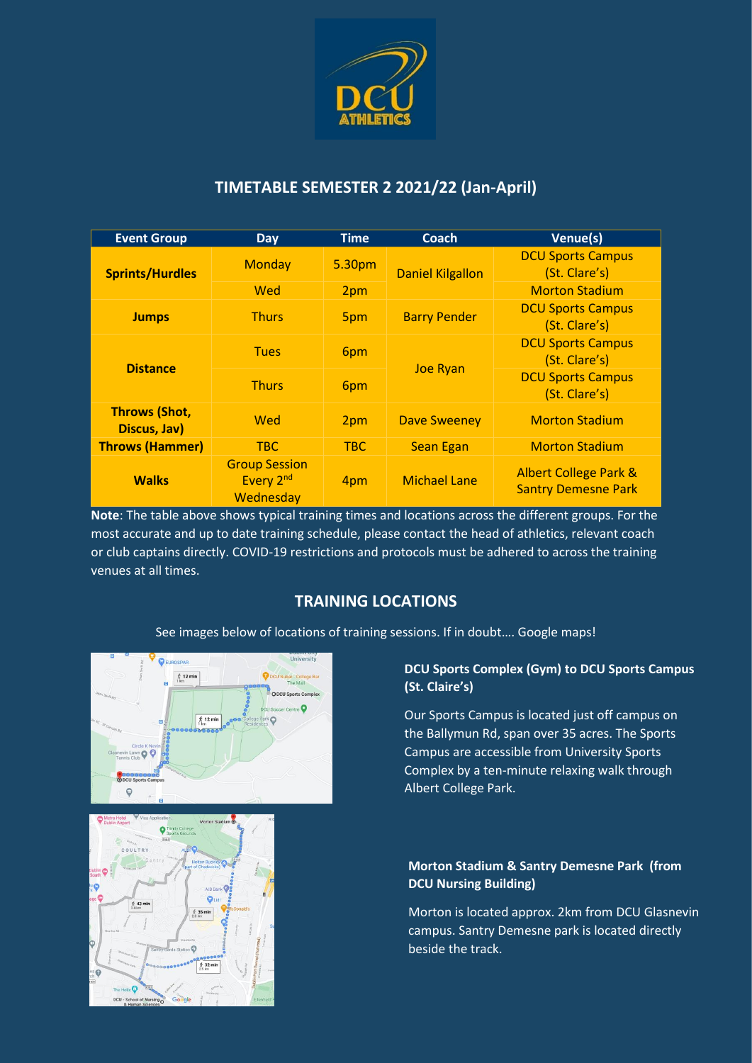# TIMETABLE SEMESTER 2 2021/22 (Jan-April)

| Event Group | Day | Time | Coach | Venue(s) |
|---|---|---|---|---|
| **Sprints/Hurdles** | Monday | 5.30pm | Daniel Kilgallon | DCU Sports Campus (St. Clare's) |
| | Wed | 2pm | | Morton Stadium |
| **Jumps** | Thurs | 5pm | Barry Pender | DCU Sports Campus (St. Clare's) |
| **Distance** | Tues | 6pm | Joe Ryan | DCU Sports Campus (St. Clare's) |
| | Thurs | 6pm | | DCU Sports Campus (St. Clare's) |
| **Throws (Shot, Discus, Jav)** | Wed | 2pm | Dave Sweeney | Morton Stadium |
| **Throws (Hammer)** | TBC | TBC | Sean Egan | Morton Stadium |
| **Walks** | Group Session Every 2nd Wednesday | 4pm | Michael Lane | Albert College Park & Santry Demesne Park |

**Note**: The table above shows typical training times and locations across the different groups. For the most accurate and up to date training schedule, please contact the head of athletics, relevant coach or club captains directly. COVID-19 restrictions and protocols must be adhered to across the training venues at all times.

## TRAINING LOCATIONS

See images below of locations of training sessions. If in doubt…. Google maps!

### DCU Sports Complex (Gym) to DCU Sports Campus (St. Claire's)

Our Sports Campus is located just off campus on the Ballymun Rd, span over 35 acres. The Sports Campus are accessible from University Sports Complex by a ten-minute relaxing walk through Albert College Park.

### Morton Stadium & Santry Demesne Park (from DCU Nursing Building)

Morton is located approx. 2km from DCU Glasnevin campus. Santry Demesne park is located directly beside the track.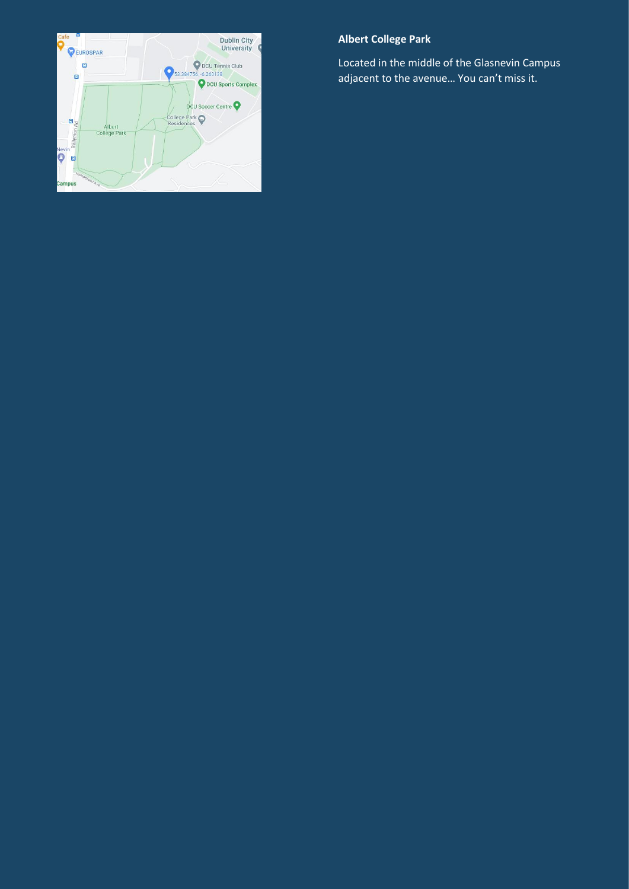**Albert College Park**

Located in the middle of the Glasnevin Campus adjacent to the avenue… You can't miss it.